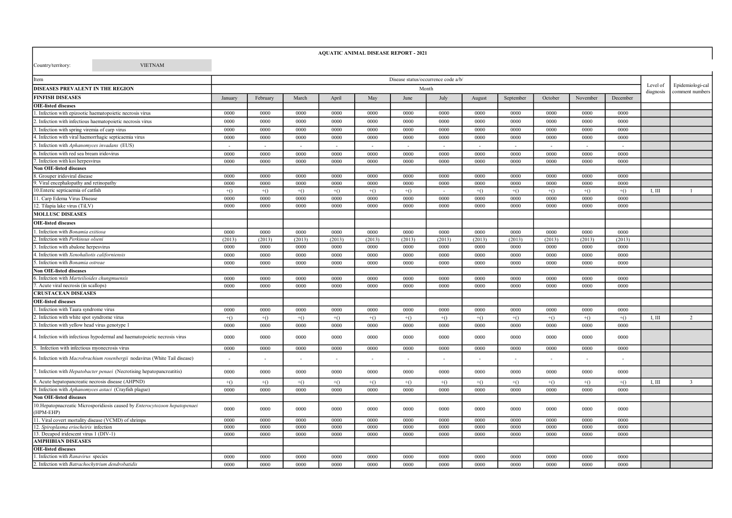**AQUATIC ANIMAL DISEASE REPORT - 2021**

Country/territory: VIETNAM

| Item | Disease status/occurrence code a/b/ | | | | | | | | | | | | Level of diagnosis | Epidemiologi-cal comment numbers |
|---|---|---|---|---|---|---|---|---|---|---|---|---|---|---|
| **DISEASES PREVALENT IN THE REGION** | Month | | | | | | | | | | | | | |
| **FINFISH DISEASES** | January | February | March | April | May | June | July | August | September | October | November | December | | |
| **OIE-listed diseases** | | | | | | | | | | | | | | |
| 1. Infection with epizootic haematopoietic necrosis virus | 0000 | 0000 | 0000 | 0000 | 0000 | 0000 | 0000 | 0000 | 0000 | 0000 | 0000 | 0000 | | |
| 2. Infection with infectious haematopoietic necrosis virus | 0000 | 0000 | 0000 | 0000 | 0000 | 0000 | 0000 | 0000 | 0000 | 0000 | 0000 | 0000 | | |
| 3. Infection with spring viremia of carp virus | 0000 | 0000 | 0000 | 0000 | 0000 | 0000 | 0000 | 0000 | 0000 | 0000 | 0000 | 0000 | | |
| 4. Infection with viral haemorrhagic septicaemia virus | 0000 | 0000 | 0000 | 0000 | 0000 | 0000 | 0000 | 0000 | 0000 | 0000 | 0000 | 0000 | | |
| 5. Infection with *Aphanomyces invadans* (EUS) | - | - | - | - | - | - | - | - | - | - | - | - | | |
| 6. Infection with red sea bream iridovirus | 0000 | 0000 | 0000 | 0000 | 0000 | 0000 | 0000 | 0000 | 0000 | 0000 | 0000 | 0000 | | |
| 7. Infection with koi herpesvirus | 0000 | 0000 | 0000 | 0000 | 0000 | 0000 | 0000 | 0000 | 0000 | 0000 | 0000 | 0000 | | |
| **Non OIE-listed diseases** | | | | | | | | | | | | | | |
| 8. Grouper iridoviral disease | 0000 | 0000 | 0000 | 0000 | 0000 | 0000 | 0000 | 0000 | 0000 | 0000 | 0000 | 0000 | | |
| 9. Viral encephalopathy and retinopathy | 0000 | 0000 | 0000 | 0000 | 0000 | 0000 | 0000 | 0000 | 0000 | 0000 | 0000 | 0000 | | |
| 10.Enteric septicaemia of catfish | +() | +() | +() | +() | +() | +() | - | +() | +() | +() | +() | +() | I, III | 1 |
| 11. Carp Edema Virus Disease | 0000 | 0000 | 0000 | 0000 | 0000 | 0000 | 0000 | 0000 | 0000 | 0000 | 0000 | 0000 | | |
| 12. Tilapia lake virus (TiLV) | 0000 | 0000 | 0000 | 0000 | 0000 | 0000 | 0000 | 0000 | 0000 | 0000 | 0000 | 0000 | | |
| **MOLLUSC DISEASES** | | | | | | | | | | | | | | |
| **OIE-listed diseases** | | | | | | | | | | | | | | |
| 1. Infection with *Bonamia exitiosa* | 0000 | 0000 | 0000 | 0000 | 0000 | 0000 | 0000 | 0000 | 0000 | 0000 | 0000 | 0000 | | |
| 2. Infection with *Perkinsus olseni* | (2013) | (2013) | (2013) | (2013) | (2013) | (2013) | (2013) | (2013) | (2013) | (2013) | (2013) | (2013) | | |
| 3. Infection with abalone herpesvirus | 0000 | 0000 | 0000 | 0000 | 0000 | 0000 | 0000 | 0000 | 0000 | 0000 | 0000 | 0000 | | |
| 4. Infection with *Xenohaliotis californiensis* | 0000 | 0000 | 0000 | 0000 | 0000 | 0000 | 0000 | 0000 | 0000 | 0000 | 0000 | 0000 | | |
| 5. Infection with *Bonamia ostreae* | 0000 | 0000 | 0000 | 0000 | 0000 | 0000 | 0000 | 0000 | 0000 | 0000 | 0000 | 0000 | | |
| **Non OIE-listed diseases** | | | | | | | | | | | | | | |
| 6. Infection with *Marteilioides chungmuensis* | 0000 | 0000 | 0000 | 0000 | 0000 | 0000 | 0000 | 0000 | 0000 | 0000 | 0000 | 0000 | | |
| 7. Acute viral necrosis (in scallops) | 0000 | 0000 | 0000 | 0000 | 0000 | 0000 | 0000 | 0000 | 0000 | 0000 | 0000 | 0000 | | |
| **CRUSTACEAN DISEASES** | | | | | | | | | | | | | | |
| **OIE-listed diseases** | | | | | | | | | | | | | | |
| 1. Infection with Taura syndrome virus | 0000 | 0000 | 0000 | 0000 | 0000 | 0000 | 0000 | 0000 | 0000 | 0000 | 0000 | 0000 | | |
| 2. Infection with white spot syndrome virus | +() | +() | +() | +() | +() | +() | +() | +() | +() | +() | +() | +() | I, III | 2 |
| 3. Infection with yellow head virus genotype 1 | 0000 | 0000 | 0000 | 0000 | 0000 | 0000 | 0000 | 0000 | 0000 | 0000 | 0000 | 0000 | | |
| 4. Infection with infectious hypodermal and haematopoietic necrosis virus | 0000 | 0000 | 0000 | 0000 | 0000 | 0000 | 0000 | 0000 | 0000 | 0000 | 0000 | 0000 | | |
| 5. Infection with infectious myonecrosis virus | 0000 | 0000 | 0000 | 0000 | 0000 | 0000 | 0000 | 0000 | 0000 | 0000 | 0000 | 0000 | | |
| 6. Infection with *Macrobrachium rosenbergii* nodavirus (White Tail disease) | - | - | - | - | - | - | - | - | - | - | - | - | | |
| 7. Infection with *Hepatobacter penaei* (Necrotising hepatopancreatitis) | 0000 | 0000 | 0000 | 0000 | 0000 | 0000 | 0000 | 0000 | 0000 | 0000 | 0000 | 0000 | | |
| 8. Acute hepatopancreatic necrosis disease (AHPND) | +() | +() | +() | +() | +() | +() | +() | +() | +() | +() | +() | +() | I, III | 3 |
| 9. Infection with *Aphanomyces astaci* (Crayfish plague) | 0000 | 0000 | 0000 | 0000 | 0000 | 0000 | 0000 | 0000 | 0000 | 0000 | 0000 | 0000 | | |
| **Non OIE-listed diseases** | | | | | | | | | | | | | | |
| 10.Hepatopnacreatic Microsporidiosis caused by *Enterocytozoon hepatopenaei* (HPM-EHP) | 0000 | 0000 | 0000 | 0000 | 0000 | 0000 | 0000 | 0000 | 0000 | 0000 | 0000 | 0000 | | |
| 11. Viral covert mortality disease (VCMD) of shrimps | 0000 | 0000 | 0000 | 0000 | 0000 | 0000 | 0000 | 0000 | 0000 | 0000 | 0000 | 0000 | | |
| 12. *Spiroplasma eriocheiris* infection | 0000 | 0000 | 0000 | 0000 | 0000 | 0000 | 0000 | 0000 | 0000 | 0000 | 0000 | 0000 | | |
| 13. Decapod iridescent virus 1 (DIV-1) | 0000 | 0000 | 0000 | 0000 | 0000 | 0000 | 0000 | 0000 | 0000 | 0000 | 0000 | 0000 | | |
| **AMPHIBIAN DISEASES** | | | | | | | | | | | | | | |
| **OIE-listed diseases** | | | | | | | | | | | | | | |
| 1. Infection with *Ranavirus* species | 0000 | 0000 | 0000 | 0000 | 0000 | 0000 | 0000 | 0000 | 0000 | 0000 | 0000 | 0000 | | |
| 2. Infection with *Batrachochytrium dendrobatidis* | 0000 | 0000 | 0000 | 0000 | 0000 | 0000 | 0000 | 0000 | 0000 | 0000 | 0000 | 0000 | | |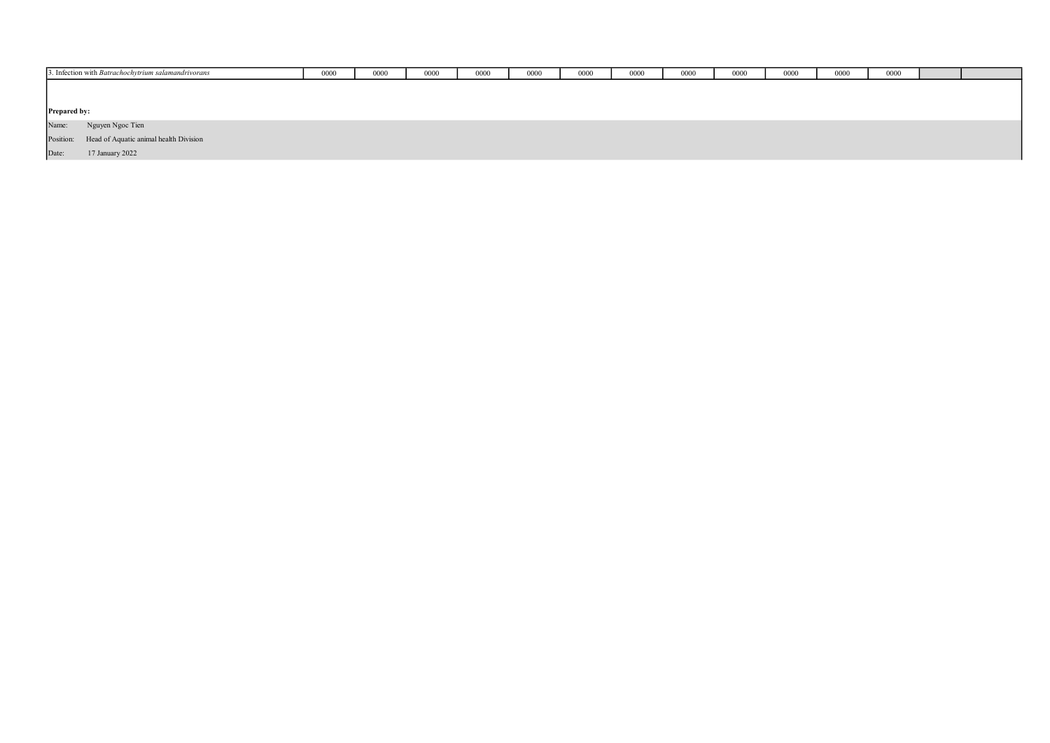| 3. Infection with *Batrachochytrium salamandrivorans* | 0000 | 0000 | 0000 | 0000 | 0000 | 0000 | 0000 | 0000 | 0000 | 0000 | 0000 | 0000 | | |
|---|---|---|---|---|---|---|---|---|---|---|---|---|---|---|

**Prepared by:**

Name: Nguyen Ngoc Tien

Position: Head of Aquatic animal health Division

Date: 17 January 2022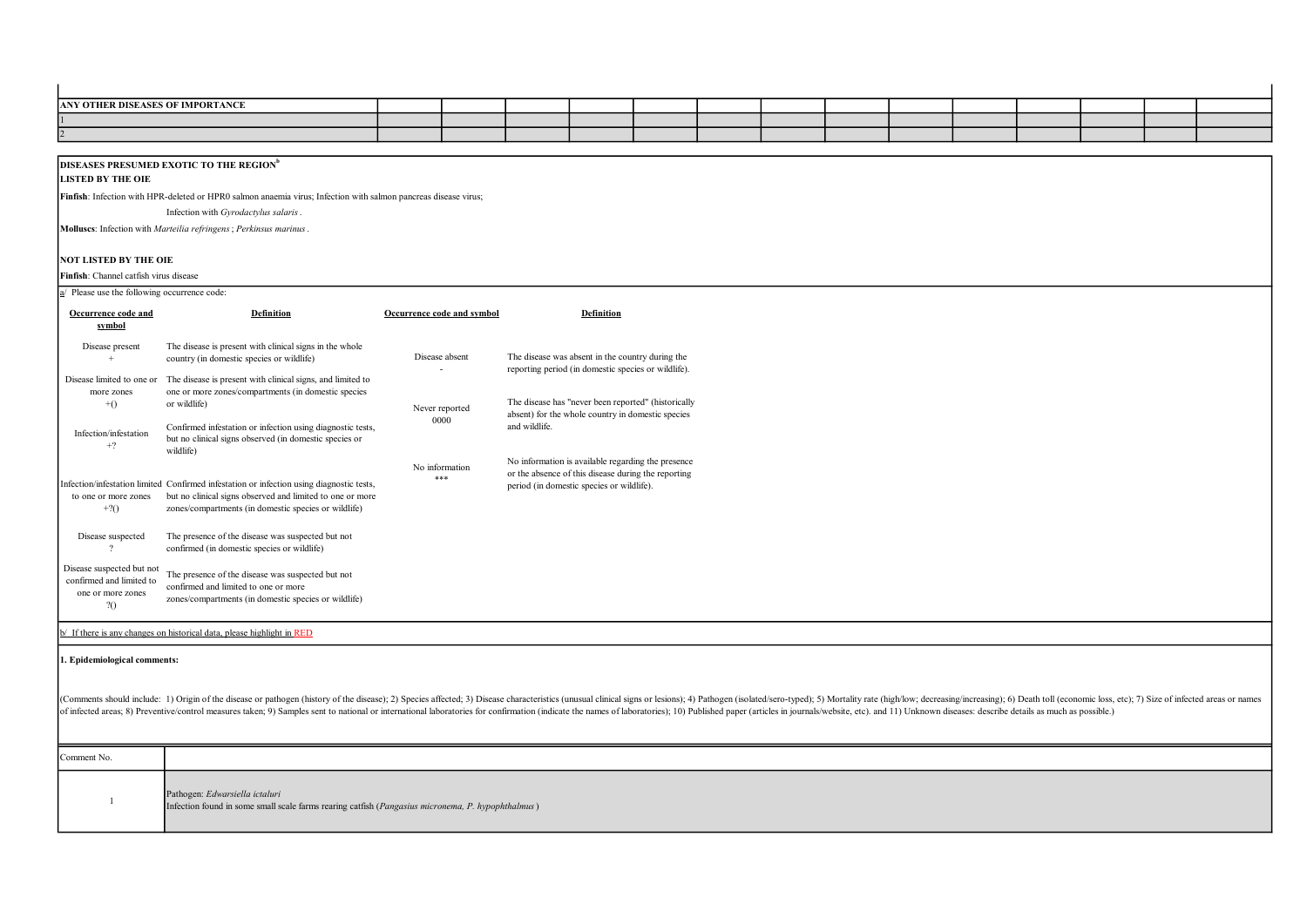| ANY OTHER DISEASES OF IMPORTANCE | | | | | | | | | | | | | | |
|---|---|---|---|---|---|---|---|---|---|---|---|---|---|---|
| 1 | | | | | | | | | | | | | | |
| 2 | | | | | | | | | | | | | | |

**DISEASES PRESUMED EXOTIC TO THE REGION**[b]

**LISTED BY THE OIE**

**Finfish**: Infection with HPR-deleted or HPR0 salmon anaemia virus; Infection with salmon pancreas disease virus;

Infection with *Gyrodactylus salaris* .

**Molluscs**: Infection with *Marteilia refringens* ; *Perkinsus marinus* .

**NOT LISTED BY THE OIE**

**Finfish**: Channel catfish virus disease

a/ Please use the following occurrence code:

| Occurrence code and symbol | Definition | Occurrence code and symbol | Definition |
|---|---|---|---|
| Disease present<br>+ | The disease is present with clinical signs in the whole country (in domestic species or wildlife) | Disease absent<br>- | The disease was absent in the country during the reporting period (in domestic species or wildlife). |
| Disease limited to one or more zones<br>+() | The disease is present with clinical signs, and limited to one or more zones/compartments (in domestic species or wildlife) | Never reported<br>0000 | The disease has "never been reported" (historically absent) for the whole country in domestic species and wildlife. |
| Infection/infestation<br>+? | Confirmed infestation or infection using diagnostic tests, but no clinical signs observed (in domestic species or wildlife) | No information<br>*** | No information is available regarding the presence or the absence of this disease during the reporting period (in domestic species or wildlife). |
| Infection/infestation limited to one or more zones<br>+?() | Confirmed infestation or infection using diagnostic tests, but no clinical signs observed and limited to one or more zones/compartments (in domestic species or wildlife) | | |
| Disease suspected<br>? | The presence of the disease was suspected but not confirmed (in domestic species or wildlife) | | |
| Disease suspected but not confirmed and limited to one or more zones<br>?() | The presence of the disease was suspected but not confirmed and limited to one or more zones/compartments (in domestic species or wildlife) | | |

b/ If there is any changes on historical data, please highlight in RED

**1. Epidemiological comments:**

(Comments should include: 1) Origin of the disease or pathogen (history of the disease); 2) Species affected; 3) Disease characteristics (unusual clinical signs or lesions); 4) Pathogen (isolated/sero-typed); 5) Mortality rate (high/low; decreasing/increasing); 6) Death toll (economic loss, etc); 7) Size of infected areas or names of infected areas; 8) Preventive/control measures taken; 9) Samples sent to national or international laboratories for confirmation (indicate the names of laboratories); 10) Published paper (articles in journals/website, etc). and 11) Unknown diseases: describe details as much as possible.)

| Comment No. | |
|---|---|
| 1 | Pathogen: *Edwarsiella ictaluri*<br>Infection found in some small scale farms rearing catfish (*Pangasius micronema, P. hypophthalmus* ) |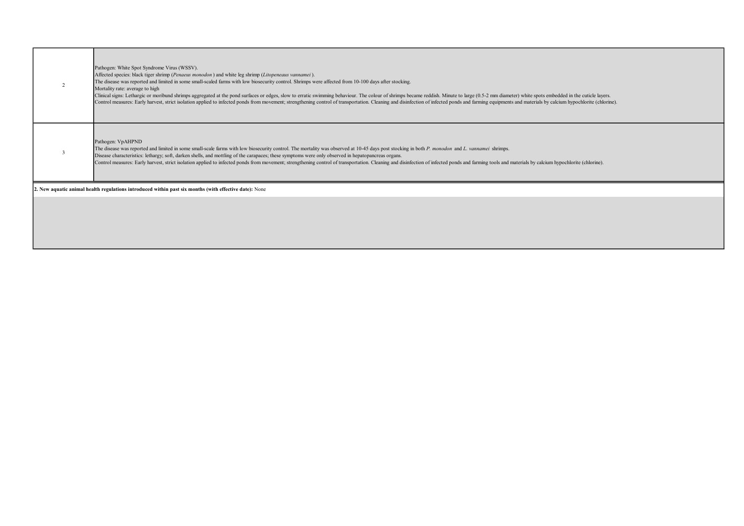| | |
|---|---|
| 2 | Pathogen: White Spot Syndrome Virus (WSSV).<br>Affected species: black tiger shrimp (*Penaeus monodon* ) and white leg shrimp (*Litopeneaus vannamei* ).<br>The disease was reported and limited in some small-scaled farms with low biosecurity control. Shrimps were affected from 10-100 days after stocking.<br>Mortality rate: average to high<br>Clinical signs: Lethargic or moribund shrimps aggregated at the pond surfaces or edges, slow to erratic swimming behaviour. The colour of shrimps became reddish. Minute to large (0.5-2 mm diameter) white spots embedded in the cuticle layers.<br>Control measures: Early harvest, strict isolation applied to infected ponds from movement; strengthening control of transportation. Cleaning and disinfection of infected ponds and farming equipments and materials by calcium hypochlorite (chlorine). |
| 3 | Pathogen: VpAHPND<br>The disease was reported and limited in some small-scale farms with low biosecurity control. The mortality was observed at 10-45 days post stocking in both *P. monodon* and *L. vannamei* shrimps.<br>Disease characteristics: lethargy; soft, darken shells, and mottling of the carapaces; these symptoms were only observed in hepatopancreas organs.<br>Control measures: Early harvest, strict isolation applied to infected ponds from movement; strengthening control of transportation. Cleaning and disinfection of infected ponds and farming tools and materials by calcium hypochlorite (chlorine). |

**2. New aquatic animal health regulations introduced within past six months (with effective date):** None